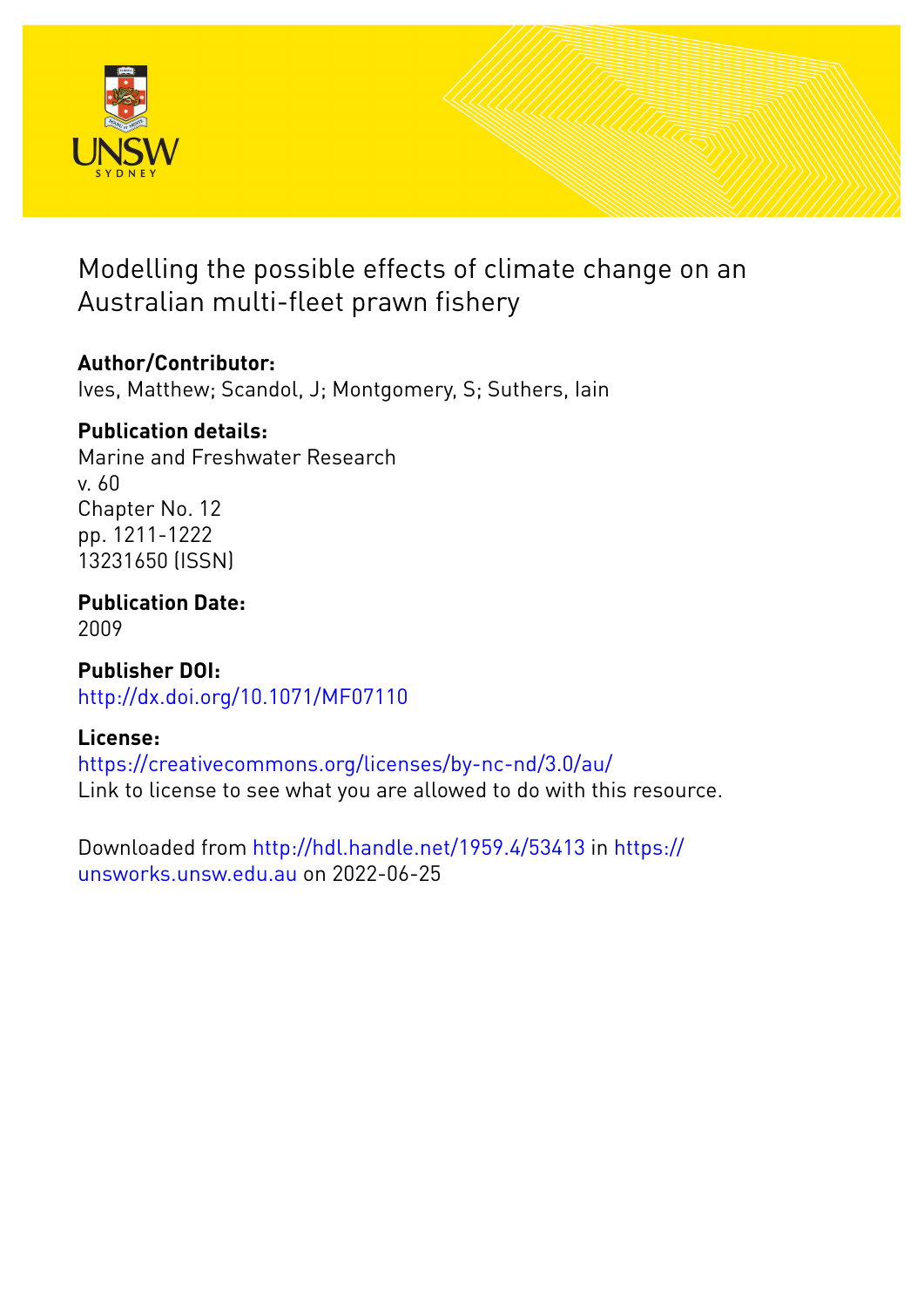# Modelling the possible effects of climate change on an Australian multi-fleet prawn fishery

**Author/Contributor:**
Ives, Matthew; Scandol, J; Montgomery, S; Suthers, Iain

**Publication details:**
Marine and Freshwater Research
v. 60
Chapter No. 12
pp. 1211-1222
13231650 (ISSN)

**Publication Date:**
2009

**Publisher DOI:**
http://dx.doi.org/10.1071/MF07110

**License:**
https://creativecommons.org/licenses/by-nc-nd/3.0/au/
Link to license to see what you are allowed to do with this resource.

Downloaded from http://hdl.handle.net/1959.4/53413 in https://unsworks.unsw.edu.au on 2022-06-25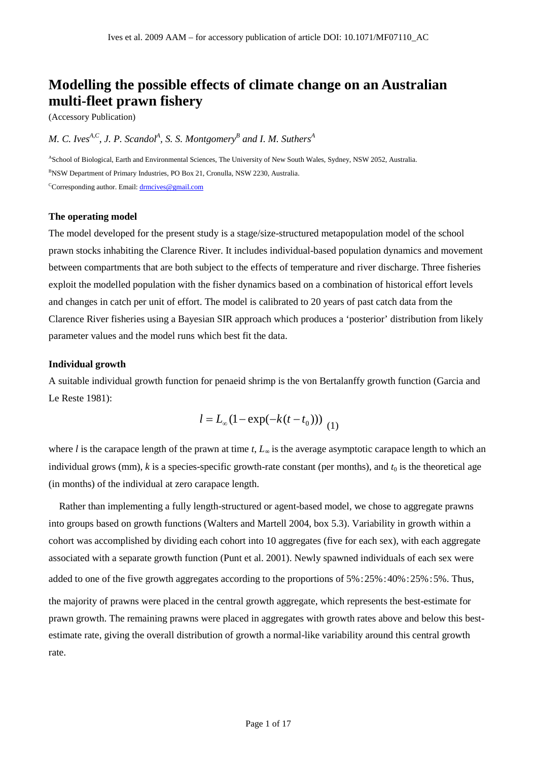# Modelling the possible effects of climate change on an Australian multi-fleet prawn fishery

(Accessory Publication)

*M. C. Ives*[A,C], *J. P. Scandol*[A], *S. S. Montgomery*[B] *and I. M. Suthers*[A]

[A]School of Biological, Earth and Environmental Sciences, The University of New South Wales, Sydney, NSW 2052, Australia.

[B]NSW Department of Primary Industries, PO Box 21, Cronulla, NSW 2230, Australia.

[C]Corresponding author. Email: drmcives@gmail.com

### The operating model

The model developed for the present study is a stage/size-structured metapopulation model of the school prawn stocks inhabiting the Clarence River. It includes individual-based population dynamics and movement between compartments that are both subject to the effects of temperature and river discharge. Three fisheries exploit the modelled population with the fisher dynamics based on a combination of historical effort levels and changes in catch per unit of effort. The model is calibrated to 20 years of past catch data from the Clarence River fisheries using a Bayesian SIR approach which produces a 'posterior' distribution from likely parameter values and the model runs which best fit the data.

### Individual growth

A suitable individual growth function for penaeid shrimp is the von Bertalanffy growth function (Garcia and Le Reste 1981):

$$l = L_{\infty}(1 - \exp(-k(t - t_0))) \quad (1)$$

where $l$ is the carapace length of the prawn at time $t$, $L_{\infty}$ is the average asymptotic carapace length to which an individual grows (mm), $k$ is a species-specific growth-rate constant (per months), and $t_0$ is the theoretical age (in months) of the individual at zero carapace length.

Rather than implementing a fully length-structured or agent-based model, we chose to aggregate prawns into groups based on growth functions (Walters and Martell 2004, box 5.3). Variability in growth within a cohort was accomplished by dividing each cohort into 10 aggregates (five for each sex), with each aggregate associated with a separate growth function (Punt et al. 2001). Newly spawned individuals of each sex were added to one of the five growth aggregates according to the proportions of 5% : 25% : 40% : 25% : 5%. Thus, the majority of prawns were placed in the central growth aggregate, which represents the best-estimate for prawn growth. The remaining prawns were placed in aggregates with growth rates above and below this best-estimate rate, giving the overall distribution of growth a normal-like variability around this central growth rate.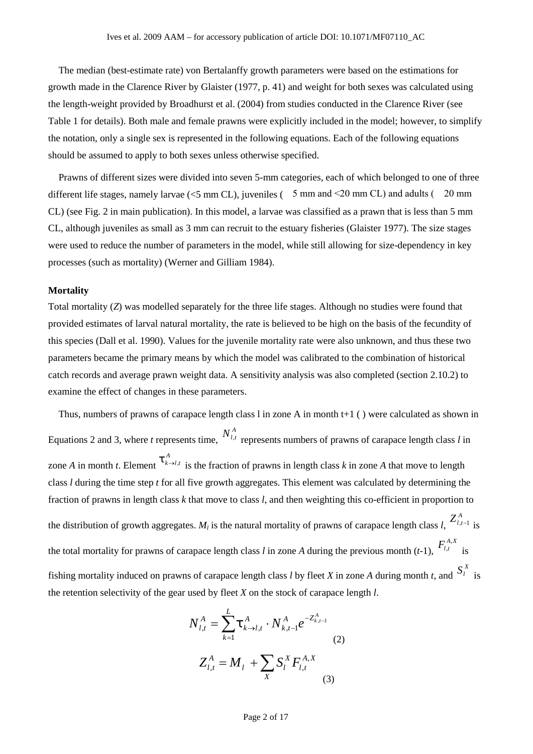The median (best-estimate rate) von Bertalanffy growth parameters were based on the estimations for growth made in the Clarence River by Glaister (1977, p. 41) and weight for both sexes was calculated using the length-weight provided by Broadhurst et al. (2004) from studies conducted in the Clarence River (see Table 1 for details). Both male and female prawns were explicitly included in the model; however, to simplify the notation, only a single sex is represented in the following equations. Each of the following equations should be assumed to apply to both sexes unless otherwise specified.

Prawns of different sizes were divided into seven 5-mm categories, each of which belonged to one of three different life stages, namely larvae (<5 mm CL), juveniles ( 5 mm and <20 mm CL) and adults ( 20 mm CL) (see Fig. 2 in main publication). In this model, a larvae was classified as a prawn that is less than 5 mm CL, although juveniles as small as 3 mm can recruit to the estuary fisheries (Glaister 1977). The size stages were used to reduce the number of parameters in the model, while still allowing for size-dependency in key processes (such as mortality) (Werner and Gilliam 1984).

**Mortality**

Total mortality ($Z$) was modelled separately for the three life stages. Although no studies were found that provided estimates of larval natural mortality, the rate is believed to be high on the basis of the fecundity of this species (Dall et al. 1990). Values for the juvenile mortality rate were also unknown, and thus these two parameters became the primary means by which the model was calibrated to the combination of historical catch records and average prawn weight data. A sensitivity analysis was also completed (section 2.10.2) to examine the effect of changes in these parameters.

Thus, numbers of prawns of carapace length class l in zone A in month t+1 ( ) were calculated as shown in Equations 2 and 3, where $t$ represents time, $N_{l,t}^{A}$ represents numbers of prawns of carapace length class $l$ in zone $A$ in month $t$. Element $\tau_{k\rightarrow l,t}^{A}$ is the fraction of prawns in length class $k$ in zone $A$ that move to length class $l$ during the time step $t$ for all five growth aggregates. This element was calculated by determining the fraction of prawns in length class $k$ that move to class $l$, and then weighting this co-efficient in proportion to the distribution of growth aggregates. $M_l$ is the natural mortality of prawns of carapace length class $l$, $Z_{l,t-1}^{A}$ is the total mortality for prawns of carapace length class $l$ in zone $A$ during the previous month ($t$-1), $F_{l,t}^{A,X}$ is fishing mortality induced on prawns of carapace length class $l$ by fleet $X$ in zone $A$ during month $t$, and $S_l^X$ is the retention selectivity of the gear used by fleet $X$ on the stock of carapace length $l$.

$$N_{l,t}^{A} = \sum_{k=1}^{L} \tau_{k\rightarrow l,t}^{A} \cdot N_{k,t-1}^{A} e^{-Z_{k,t-1}^{A}} \tag{2}$$

$$Z_{l,t}^{A} = M_l + \sum_{X} S_l^X F_{l,t}^{A,X} \tag{3}$$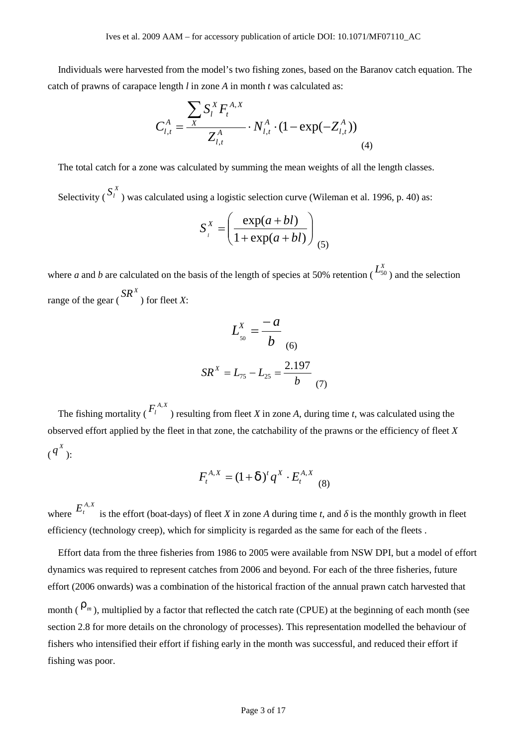Individuals were harvested from the model's two fishing zones, based on the Baranov catch equation. The catch of prawns of carapace length *l* in zone *A* in month *t* was calculated as:

$$C_{l,t}^{A} = \frac{\sum_{X} S_l^X F_t^{A,X}}{Z_{l,t}^{A}} \cdot N_{l,t}^{A} \cdot (1 - \exp(-Z_{l,t}^{A})) \quad (4)$$

The total catch for a zone was calculated by summing the mean weights of all the length classes.

Selectivity ($S_l^X$) was calculated using a logistic selection curve (Wileman et al. 1996, p. 40) as:

$$S_l^X = \left( \frac{\exp(a + bl)}{1 + \exp(a + bl)} \right) \quad (5)$$

where *a* and *b* are calculated on the basis of the length of species at 50% retention ($L_{50}^X$) and the selection range of the gear ($SR^X$) for fleet *X*:

$$L_{50}^X = \frac{-a}{b} \quad (6)$$

$$SR^X = L_{75} - L_{25} = \frac{2.197}{b} \quad (7)$$

The fishing mortality ($F_l^{A,X}$) resulting from fleet *X* in zone *A*, during time *t*, was calculated using the observed effort applied by the fleet in that zone, the catchability of the prawns or the efficiency of fleet *X* ($q^X$):

$$F_t^{A,X} = (1 + \delta)^t q^X \cdot E_t^{A,X} \quad (8)$$

where $E_t^{A,X}$ is the effort (boat-days) of fleet *X* in zone *A* during time *t*, and $\delta$ is the monthly growth in fleet efficiency (technology creep), which for simplicity is regarded as the same for each of the fleets .

Effort data from the three fisheries from 1986 to 2005 were available from NSW DPI, but a model of effort dynamics was required to represent catches from 2006 and beyond. For each of the three fisheries, future effort (2006 onwards) was a combination of the historical fraction of the annual prawn catch harvested that month ($\rho_m$), multiplied by a factor that reflected the catch rate (CPUE) at the beginning of each month (see section 2.8 for more details on the chronology of processes). This representation modelled the behaviour of fishers who intensified their effort if fishing early in the month was successful, and reduced their effort if fishing was poor.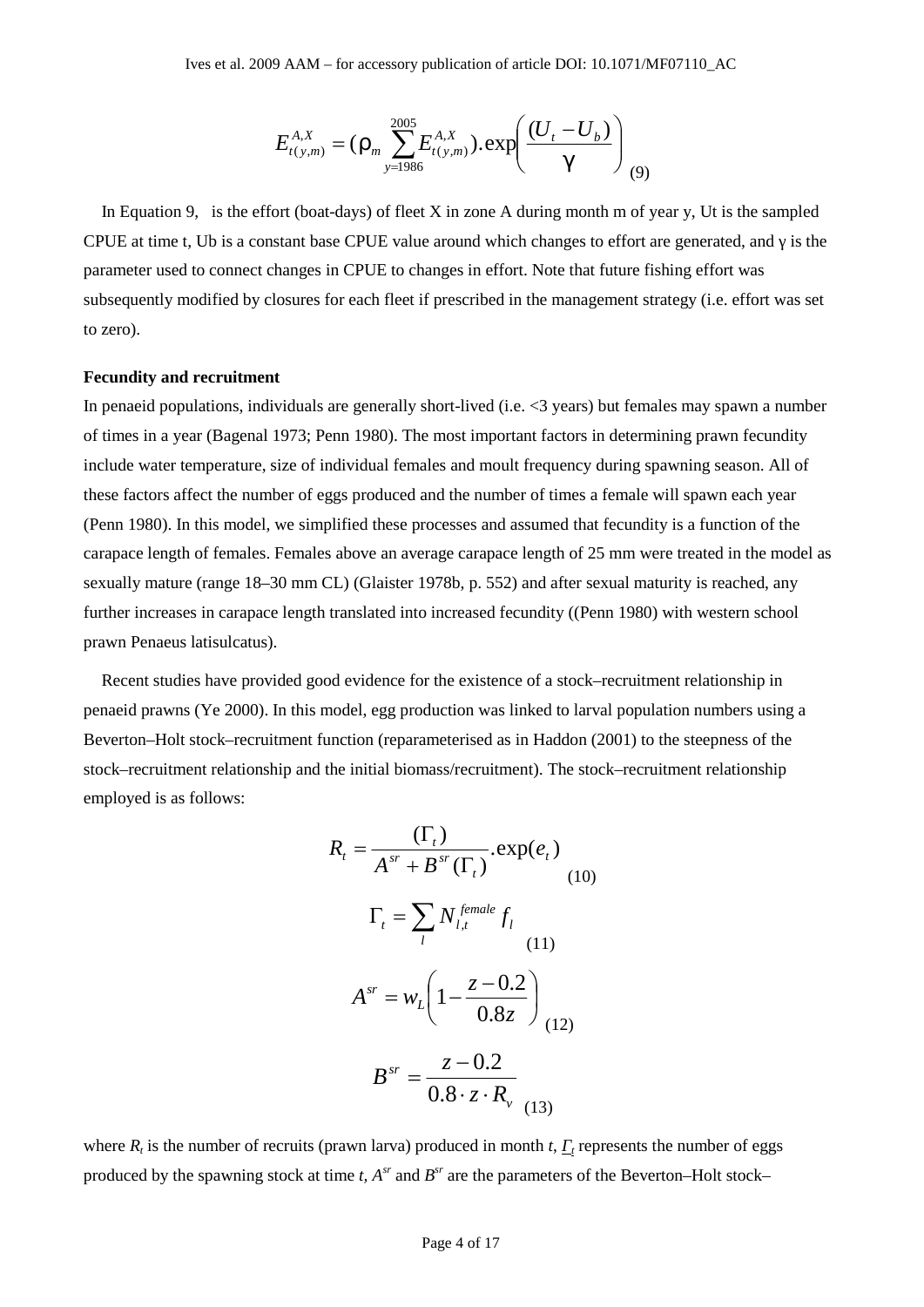$$E_{t(y,m)}^{A,X} = (\rho_m \sum_{y=1986}^{2005} E_{t(y,m)}^{A,X}).\exp\left(\frac{(U_t - U_b)}{\gamma}\right) \quad (9)$$

In Equation 9,   is the effort (boat-days) of fleet X in zone A during month m of year y, Ut is the sampled CPUE at time t, Ub is a constant base CPUE value around which changes to effort are generated, and γ is the parameter used to connect changes in CPUE to changes in effort. Note that future fishing effort was subsequently modified by closures for each fleet if prescribed in the management strategy (i.e. effort was set to zero).

### Fecundity and recruitment

In penaeid populations, individuals are generally short-lived (i.e. <3 years) but females may spawn a number of times in a year (Bagenal 1973; Penn 1980). The most important factors in determining prawn fecundity include water temperature, size of individual females and moult frequency during spawning season. All of these factors affect the number of eggs produced and the number of times a female will spawn each year (Penn 1980). In this model, we simplified these processes and assumed that fecundity is a function of the carapace length of females. Females above an average carapace length of 25 mm were treated in the model as sexually mature (range 18–30 mm CL) (Glaister 1978b, p. 552) and after sexual maturity is reached, any further increases in carapace length translated into increased fecundity ((Penn 1980) with western school prawn Penaeus latisulcatus).

Recent studies have provided good evidence for the existence of a stock–recruitment relationship in penaeid prawns (Ye 2000). In this model, egg production was linked to larval population numbers using a Beverton–Holt stock–recruitment function (reparameterised as in Haddon (2001) to the steepness of the stock–recruitment relationship and the initial biomass/recruitment). The stock–recruitment relationship employed is as follows:

$$R_t = \frac{(\Gamma_t)}{A^{sr} + B^{sr}(\Gamma_t)}.\exp(e_t) \quad (10)$$

$$\Gamma_t = \sum_l N_{l,t}^{female} f_l \quad (11)$$

$$A^{sr} = w_L\left(1 - \frac{z - 0.2}{0.8z}\right) \quad (12)$$

$$B^{sr} = \frac{z - 0.2}{0.8 \cdot z \cdot R_v} \quad (13)$$

where $R_t$ is the number of recruits (prawn larva) produced in month $t$, $\Gamma_t$ represents the number of eggs produced by the spawning stock at time $t$, $A^{sr}$ and $B^{sr}$ are the parameters of the Beverton–Holt stock–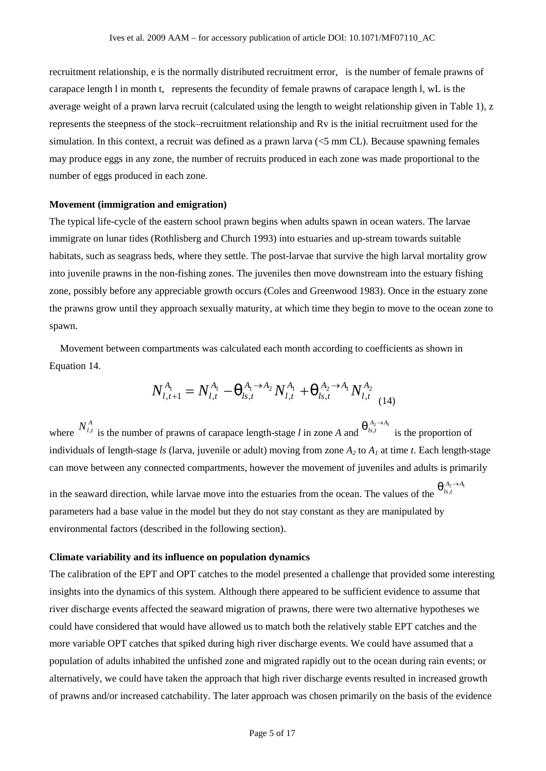recruitment relationship, e is the normally distributed recruitment error, is the number of female prawns of carapace length l in month t, represents the fecundity of female prawns of carapace length l, wL is the average weight of a prawn larva recruit (calculated using the length to weight relationship given in Table 1), z represents the steepness of the stock–recruitment relationship and Rv is the initial recruitment used for the simulation. In this context, a recruit was defined as a prawn larva (<5 mm CL). Because spawning females may produce eggs in any zone, the number of recruits produced in each zone was made proportional to the number of eggs produced in each zone.

**Movement (immigration and emigration)**

The typical life-cycle of the eastern school prawn begins when adults spawn in ocean waters. The larvae immigrate on lunar tides (Rothlisberg and Church 1993) into estuaries and up-stream towards suitable habitats, such as seagrass beds, where they settle. The post-larvae that survive the high larval mortality grow into juvenile prawns in the non-fishing zones. The juveniles then move downstream into the estuary fishing zone, possibly before any appreciable growth occurs (Coles and Greenwood 1983). Once in the estuary zone the prawns grow until they approach sexually maturity, at which time they begin to move to the ocean zone to spawn.

Movement between compartments was calculated each month according to coefficients as shown in Equation 14.

$$N_{l,t+1}^{A_1} = N_{l,t}^{A_1} - \theta_{ls,t}^{A_1 \rightarrow A_2} N_{l,t}^{A_1} + \theta_{ls,t}^{A_2 \rightarrow A_1} N_{l,t}^{A_2} \quad (14)$$

where $N_{l,t}^{A}$ is the number of prawns of carapace length-stage *l* in zone *A* and $\theta_{ls,t}^{A_2 \rightarrow A_1}$ is the proportion of individuals of length-stage *ls* (larva, juvenile or adult) moving from zone $A_2$ to $A_1$ at time *t*. Each length-stage can move between any connected compartments, however the movement of juveniles and adults is primarily in the seaward direction, while larvae move into the estuaries from the ocean. The values of the $\theta_{ls,t}^{A_2 \rightarrow A_1}$ parameters had a base value in the model but they do not stay constant as they are manipulated by environmental factors (described in the following section).

**Climate variability and its influence on population dynamics**

The calibration of the EPT and OPT catches to the model presented a challenge that provided some interesting insights into the dynamics of this system. Although there appeared to be sufficient evidence to assume that river discharge events affected the seaward migration of prawns, there were two alternative hypotheses we could have considered that would have allowed us to match both the relatively stable EPT catches and the more variable OPT catches that spiked during high river discharge events. We could have assumed that a population of adults inhabited the unfished zone and migrated rapidly out to the ocean during rain events; or alternatively, we could have taken the approach that high river discharge events resulted in increased growth of prawns and/or increased catchability. The later approach was chosen primarily on the basis of the evidence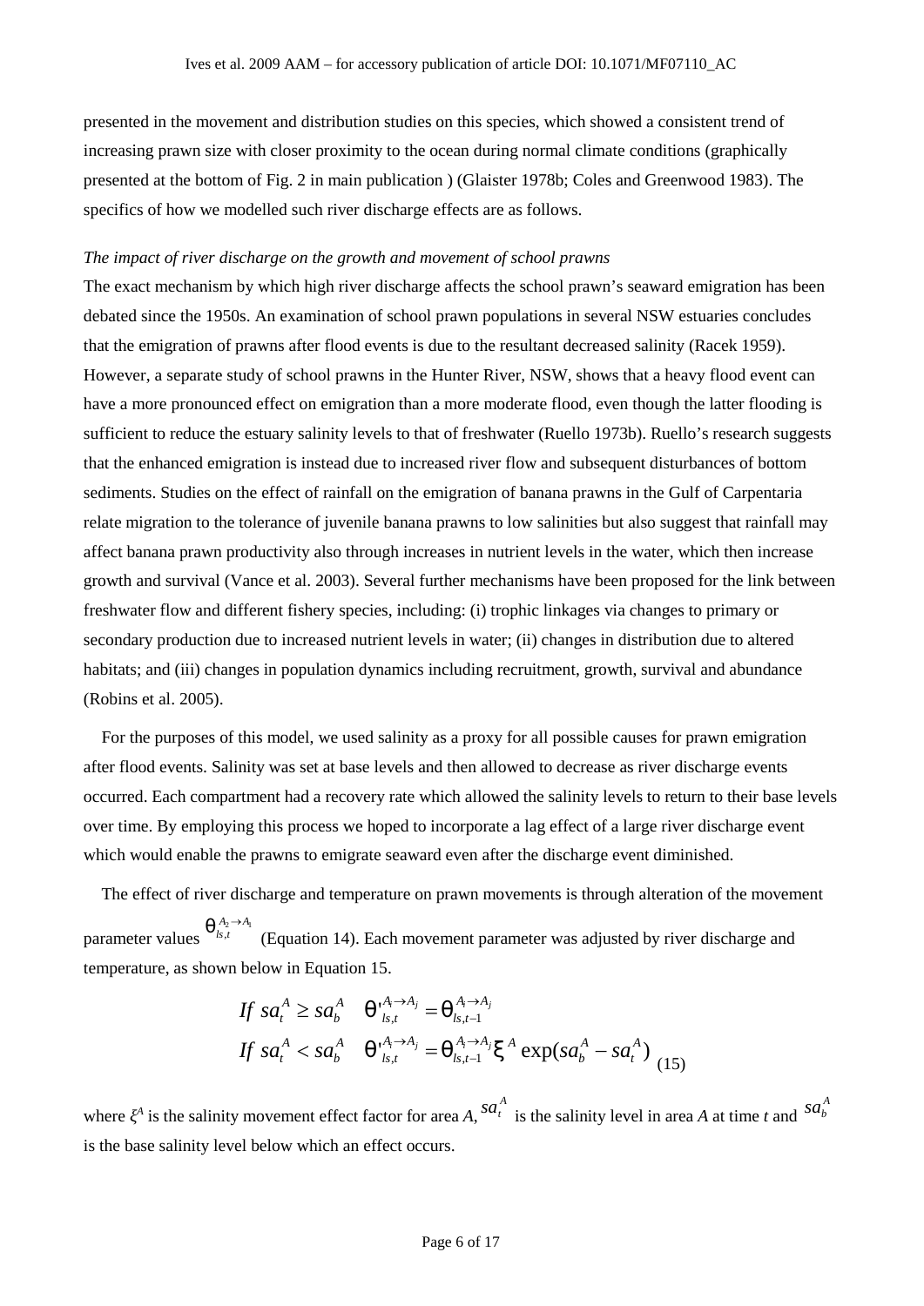presented in the movement and distribution studies on this species, which showed a consistent trend of increasing prawn size with closer proximity to the ocean during normal climate conditions (graphically presented at the bottom of Fig. 2 in main publication ) (Glaister 1978b; Coles and Greenwood 1983). The specifics of how we modelled such river discharge effects are as follows.

*The impact of river discharge on the growth and movement of school prawns*

The exact mechanism by which high river discharge affects the school prawn's seaward emigration has been debated since the 1950s. An examination of school prawn populations in several NSW estuaries concludes that the emigration of prawns after flood events is due to the resultant decreased salinity (Racek 1959). However, a separate study of school prawns in the Hunter River, NSW, shows that a heavy flood event can have a more pronounced effect on emigration than a more moderate flood, even though the latter flooding is sufficient to reduce the estuary salinity levels to that of freshwater (Ruello 1973b). Ruello's research suggests that the enhanced emigration is instead due to increased river flow and subsequent disturbances of bottom sediments. Studies on the effect of rainfall on the emigration of banana prawns in the Gulf of Carpentaria relate migration to the tolerance of juvenile banana prawns to low salinities but also suggest that rainfall may affect banana prawn productivity also through increases in nutrient levels in the water, which then increase growth and survival (Vance et al. 2003). Several further mechanisms have been proposed for the link between freshwater flow and different fishery species, including: (i) trophic linkages via changes to primary or secondary production due to increased nutrient levels in water; (ii) changes in distribution due to altered habitats; and (iii) changes in population dynamics including recruitment, growth, survival and abundance (Robins et al. 2005).

For the purposes of this model, we used salinity as a proxy for all possible causes for prawn emigration after flood events. Salinity was set at base levels and then allowed to decrease as river discharge events occurred. Each compartment had a recovery rate which allowed the salinity levels to return to their base levels over time. By employing this process we hoped to incorporate a lag effect of a large river discharge event which would enable the prawns to emigrate seaward even after the discharge event diminished.

The effect of river discharge and temperature on prawn movements is through alteration of the movement parameter values $\theta_{ls,t}^{A_2 \rightarrow A_1}$ (Equation 14). Each movement parameter was adjusted by river discharge and temperature, as shown below in Equation 15.

$$
\begin{aligned}
&\text{If } sa_t^A \geq sa_b^A \quad \theta'^{A_i \rightarrow A_j}_{ls,t} = \theta^{A_i \rightarrow A_j}_{ls,t-1} \\
&\text{If } sa_t^A < sa_b^A \quad \theta'^{A_i \rightarrow A_j}_{ls,t} = \theta^{A_i \rightarrow A_j}_{ls,t-1} \xi^A \exp(sa_b^A - sa_t^A)
\end{aligned}
\qquad (15)
$$

where $\xi^A$ is the salinity movement effect factor for area $A$, $sa_t^A$ is the salinity level in area $A$ at time $t$ and $sa_b^A$ is the base salinity level below which an effect occurs.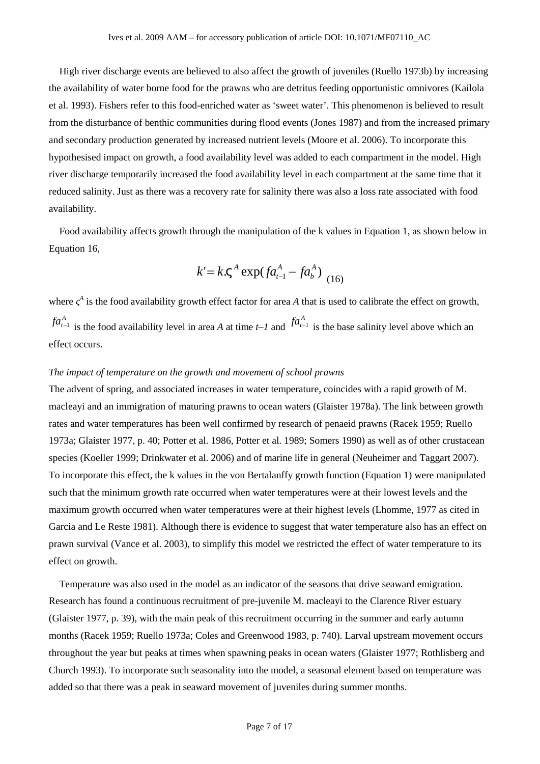High river discharge events are believed to also affect the growth of juveniles (Ruello 1973b) by increasing the availability of water borne food for the prawns who are detritus feeding opportunistic omnivores (Kailola et al. 1993). Fishers refer to this food-enriched water as 'sweet water'. This phenomenon is believed to result from the disturbance of benthic communities during flood events (Jones 1987) and from the increased primary and secondary production generated by increased nutrient levels (Moore et al. 2006). To incorporate this hypothesised impact on growth, a food availability level was added to each compartment in the model. High river discharge temporarily increased the food availability level in each compartment at the same time that it reduced salinity. Just as there was a recovery rate for salinity there was also a loss rate associated with food availability.

Food availability affects growth through the manipulation of the k values in Equation 1, as shown below in Equation 16,

$$k' = k.\varsigma^{A} \exp(fa_{t-1}^{A} - fa_{b}^{A}) \quad (16)$$

where $\zeta^A$ is the food availability growth effect factor for area *A* that is used to calibrate the effect on growth, $fa_{t-1}^{A}$ is the food availability level in area *A* at time *t–1* and $fa_{t-1}^{A}$ is the base salinity level above which an effect occurs.

*The impact of temperature on the growth and movement of school prawns*

The advent of spring, and associated increases in water temperature, coincides with a rapid growth of M. macleayi and an immigration of maturing prawns to ocean waters (Glaister 1978a). The link between growth rates and water temperatures has been well confirmed by research of penaeid prawns (Racek 1959; Ruello 1973a; Glaister 1977, p. 40; Potter et al. 1986, Potter et al. 1989; Somers 1990) as well as of other crustacean species (Koeller 1999; Drinkwater et al. 2006) and of marine life in general (Neuheimer and Taggart 2007). To incorporate this effect, the k values in the von Bertalanffy growth function (Equation 1) were manipulated such that the minimum growth rate occurred when water temperatures were at their lowest levels and the maximum growth occurred when water temperatures were at their highest levels (Lhomme, 1977 as cited in Garcia and Le Reste 1981). Although there is evidence to suggest that water temperature also has an effect on prawn survival (Vance et al. 2003), to simplify this model we restricted the effect of water temperature to its effect on growth.

Temperature was also used in the model as an indicator of the seasons that drive seaward emigration. Research has found a continuous recruitment of pre-juvenile M. macleayi to the Clarence River estuary (Glaister 1977, p. 39), with the main peak of this recruitment occurring in the summer and early autumn months (Racek 1959; Ruello 1973a; Coles and Greenwood 1983, p. 740). Larval upstream movement occurs throughout the year but peaks at times when spawning peaks in ocean waters (Glaister 1977; Rothlisberg and Church 1993). To incorporate such seasonality into the model, a seasonal element based on temperature was added so that there was a peak in seaward movement of juveniles during summer months.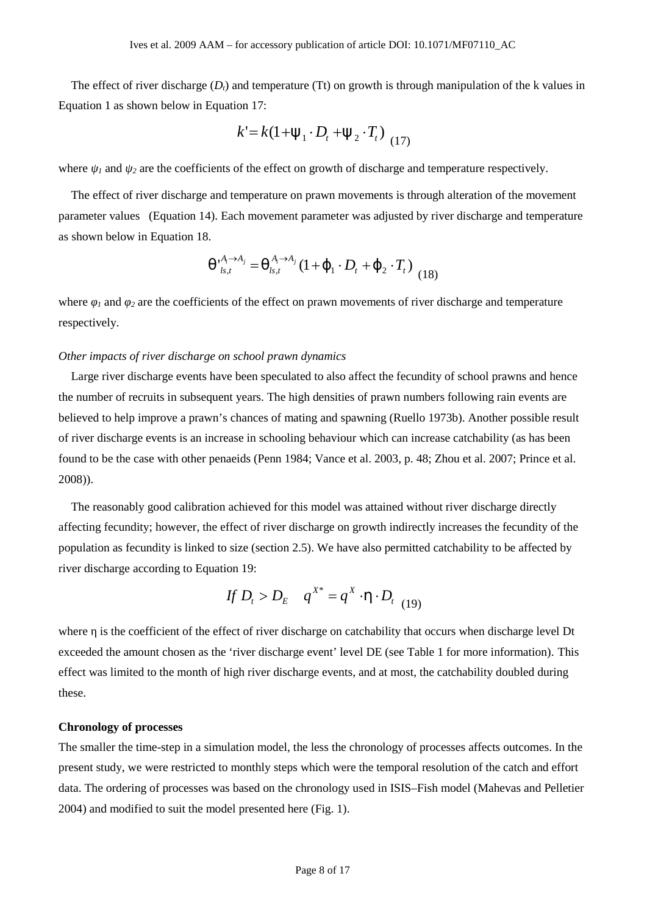The effect of river discharge ($D_t$) and temperature (Tt) on growth is through manipulation of the k values in Equation 1 as shown below in Equation 17:

$$k' = k(1 + \psi_1 \cdot D_t + \psi_2 \cdot T_t) \quad (17)$$

where $\psi_1$ and $\psi_2$ are the coefficients of the effect on growth of discharge and temperature respectively.

The effect of river discharge and temperature on prawn movements is through alteration of the movement parameter values (Equation 14). Each movement parameter was adjusted by river discharge and temperature as shown below in Equation 18.

$$\theta'^{A_i \to A_j}_{ls,t} = \theta^{A_i \to A_j}_{ls,t} (1 + \varphi_1 \cdot D_t + \varphi_2 \cdot T_t) \quad (18)$$

where $\varphi_1$ and $\varphi_2$ are the coefficients of the effect on prawn movements of river discharge and temperature respectively.

*Other impacts of river discharge on school prawn dynamics*

Large river discharge events have been speculated to also affect the fecundity of school prawns and hence the number of recruits in subsequent years. The high densities of prawn numbers following rain events are believed to help improve a prawn's chances of mating and spawning (Ruello 1973b). Another possible result of river discharge events is an increase in schooling behaviour which can increase catchability (as has been found to be the case with other penaeids (Penn 1984; Vance et al. 2003, p. 48; Zhou et al. 2007; Prince et al. 2008)).

The reasonably good calibration achieved for this model was attained without river discharge directly affecting fecundity; however, the effect of river discharge on growth indirectly increases the fecundity of the population as fecundity is linked to size (section 2.5). We have also permitted catchability to be affected by river discharge according to Equation 19:

$$If\ D_t > D_E \quad q^{X*} = q^X \cdot \eta \cdot D_t \quad (19)$$

where η is the coefficient of the effect of river discharge on catchability that occurs when discharge level Dt exceeded the amount chosen as the 'river discharge event' level DE (see Table 1 for more information). This effect was limited to the month of high river discharge events, and at most, the catchability doubled during these.

**Chronology of processes**

The smaller the time-step in a simulation model, the less the chronology of processes affects outcomes. In the present study, we were restricted to monthly steps which were the temporal resolution of the catch and effort data. The ordering of processes was based on the chronology used in ISIS–Fish model (Mahevas and Pelletier 2004) and modified to suit the model presented here (Fig. 1).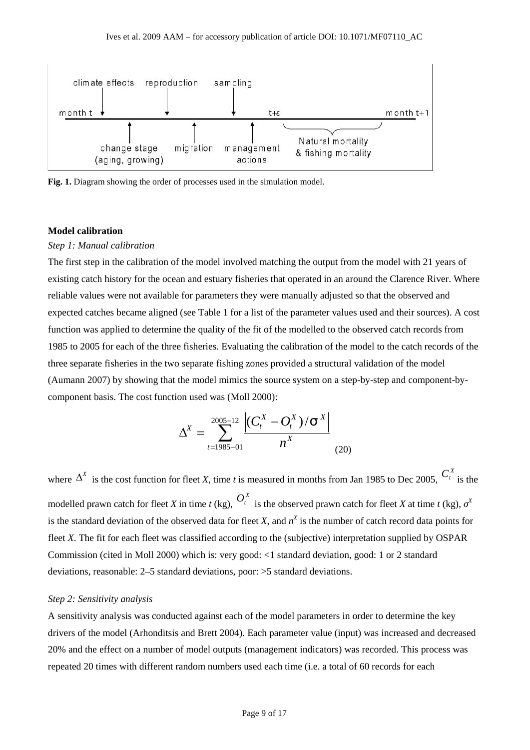**Fig. 1.** Diagram showing the order of processes used in the simulation model.

**Model calibration**

*Step 1: Manual calibration*

The first step in the calibration of the model involved matching the output from the model with 21 years of existing catch history for the ocean and estuary fisheries that operated in an around the Clarence River. Where reliable values were not available for parameters they were manually adjusted so that the observed and expected catches became aligned (see Table 1 for a list of the parameter values used and their sources). A cost function was applied to determine the quality of the fit of the modelled to the observed catch records from 1985 to 2005 for each of the three fisheries. Evaluating the calibration of the model to the catch records of the three separate fisheries in the two separate fishing zones provided a structural validation of the model (Aumann 2007) by showing that the model mimics the source system on a step-by-step and component-by-component basis. The cost function used was (Moll 2000):

$$\Delta^X = \sum_{t=1985-01}^{2005-12} \frac{\left|(C_t^X - O_t^X)/\sigma^X\right|}{n^X} \qquad (20)$$

where $\Delta^X$ is the cost function for fleet *X*, time *t* is measured in months from Jan 1985 to Dec 2005, $C_t^X$ is the modelled prawn catch for fleet *X* in time *t* (kg), $O_t^X$ is the observed prawn catch for fleet *X* at time *t* (kg), $\sigma^X$ is the standard deviation of the observed data for fleet *X*, and $n^X$ is the number of catch record data points for fleet *X*. The fit for each fleet was classified according to the (subjective) interpretation supplied by OSPAR Commission (cited in Moll 2000) which is: very good: <1 standard deviation, good: 1 or 2 standard deviations, reasonable: 2–5 standard deviations, poor: >5 standard deviations.

*Step 2: Sensitivity analysis*

A sensitivity analysis was conducted against each of the model parameters in order to determine the key drivers of the model (Arhonditsis and Brett 2004). Each parameter value (input) was increased and decreased 20% and the effect on a number of model outputs (management indicators) was recorded. This process was repeated 20 times with different random numbers used each time (i.e. a total of 60 records for each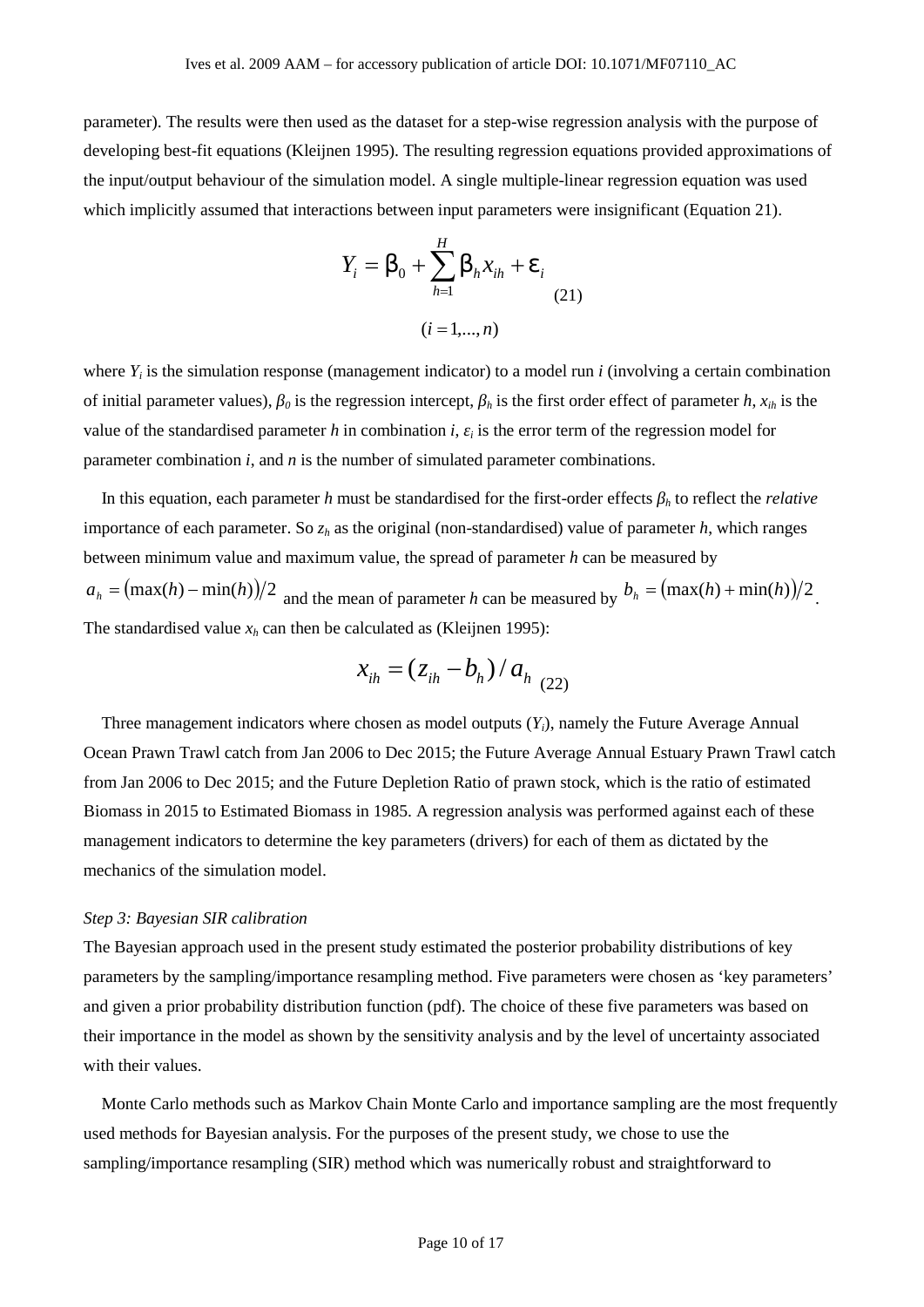parameter). The results were then used as the dataset for a step-wise regression analysis with the purpose of developing best-fit equations (Kleijnen 1995). The resulting regression equations provided approximations of the input/output behaviour of the simulation model. A single multiple-linear regression equation was used which implicitly assumed that interactions between input parameters were insignificant (Equation 21).

$$Y_i = \beta_0 + \sum_{h=1}^{H} \beta_h x_{ih} + \varepsilon_i \qquad (21)$$

$$(i = 1,...,n)$$

where $Y_i$ is the simulation response (management indicator) to a model run $i$ (involving a certain combination of initial parameter values), $\beta_0$ is the regression intercept, $\beta_h$ is the first order effect of parameter $h$, $x_{ih}$ is the value of the standardised parameter $h$ in combination $i$, $\varepsilon_i$ is the error term of the regression model for parameter combination $i$, and $n$ is the number of simulated parameter combinations.

In this equation, each parameter $h$ must be standardised for the first-order effects $\beta_h$ to reflect the *relative* importance of each parameter. So $z_h$ as the original (non-standardised) value of parameter $h$, which ranges between minimum value and maximum value, the spread of parameter $h$ can be measured by $a_h = (\max(h) - \min(h))/2$ and the mean of parameter $h$ can be measured by $b_h = (\max(h) + \min(h))/2$. The standardised value $x_h$ can then be calculated as (Kleijnen 1995):

$$x_{ih} = (z_{ih} - b_h)/a_h \qquad (22)$$

Three management indicators where chosen as model outputs ($Y_i$), namely the Future Average Annual Ocean Prawn Trawl catch from Jan 2006 to Dec 2015; the Future Average Annual Estuary Prawn Trawl catch from Jan 2006 to Dec 2015; and the Future Depletion Ratio of prawn stock, which is the ratio of estimated Biomass in 2015 to Estimated Biomass in 1985. A regression analysis was performed against each of these management indicators to determine the key parameters (drivers) for each of them as dictated by the mechanics of the simulation model.

*Step 3: Bayesian SIR calibration*

The Bayesian approach used in the present study estimated the posterior probability distributions of key parameters by the sampling/importance resampling method. Five parameters were chosen as 'key parameters' and given a prior probability distribution function (pdf). The choice of these five parameters was based on their importance in the model as shown by the sensitivity analysis and by the level of uncertainty associated with their values.

Monte Carlo methods such as Markov Chain Monte Carlo and importance sampling are the most frequently used methods for Bayesian analysis. For the purposes of the present study, we chose to use the sampling/importance resampling (SIR) method which was numerically robust and straightforward to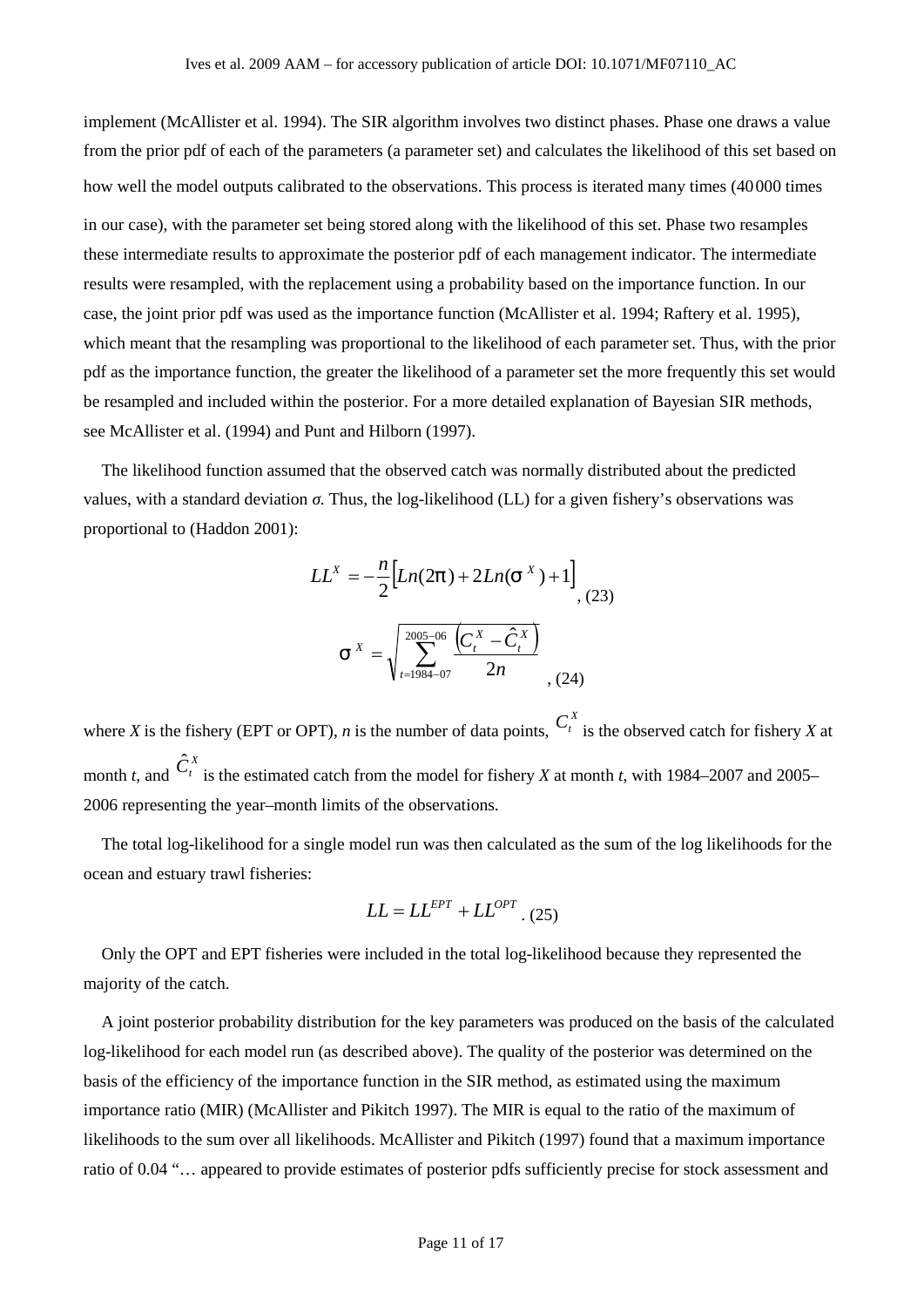implement (McAllister et al. 1994). The SIR algorithm involves two distinct phases. Phase one draws a value from the prior pdf of each of the parameters (a parameter set) and calculates the likelihood of this set based on how well the model outputs calibrated to the observations. This process is iterated many times (40 000 times in our case), with the parameter set being stored along with the likelihood of this set. Phase two resamples these intermediate results to approximate the posterior pdf of each management indicator. The intermediate results were resampled, with the replacement using a probability based on the importance function. In our case, the joint prior pdf was used as the importance function (McAllister et al. 1994; Raftery et al. 1995), which meant that the resampling was proportional to the likelihood of each parameter set. Thus, with the prior pdf as the importance function, the greater the likelihood of a parameter set the more frequently this set would be resampled and included within the posterior. For a more detailed explanation of Bayesian SIR methods, see McAllister et al. (1994) and Punt and Hilborn (1997).

The likelihood function assumed that the observed catch was normally distributed about the predicted values, with a standard deviation *σ*. Thus, the log-likelihood (LL) for a given fishery's observations was proportional to (Haddon 2001):

$$LL^X = -\frac{n}{2}\left[Ln(2\pi) + 2Ln(\sigma^X) + 1\right], \quad (23)$$

$$\sigma^X = \sqrt{\sum_{t=1984-07}^{2005-06} \frac{\left(C_t^X - \hat{C}_t^X\right)}{2n}}, \quad (24)$$

where *X* is the fishery (EPT or OPT), *n* is the number of data points, $C_t^X$ is the observed catch for fishery *X* at month *t*, and $\hat{C}_t^X$ is the estimated catch from the model for fishery *X* at month *t*, with 1984–2007 and 2005–2006 representing the year–month limits of the observations.

The total log-likelihood for a single model run was then calculated as the sum of the log likelihoods for the ocean and estuary trawl fisheries:

$$LL = LL^{EPT} + LL^{OPT}. \quad (25)$$

Only the OPT and EPT fisheries were included in the total log-likelihood because they represented the majority of the catch.

A joint posterior probability distribution for the key parameters was produced on the basis of the calculated log-likelihood for each model run (as described above). The quality of the posterior was determined on the basis of the efficiency of the importance function in the SIR method, as estimated using the maximum importance ratio (MIR) (McAllister and Pikitch 1997). The MIR is equal to the ratio of the maximum of likelihoods to the sum over all likelihoods. McAllister and Pikitch (1997) found that a maximum importance ratio of 0.04 "… appeared to provide estimates of posterior pdfs sufficiently precise for stock assessment and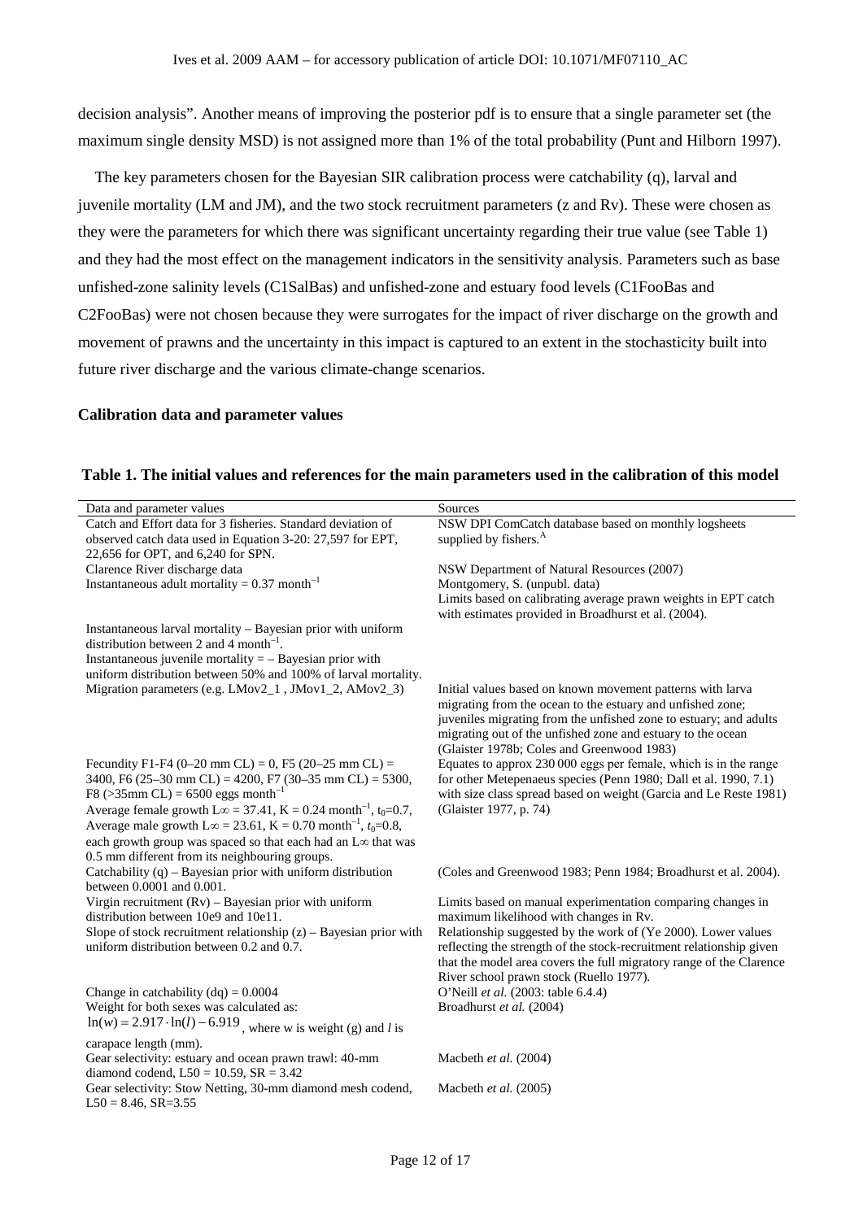decision analysis". Another means of improving the posterior pdf is to ensure that a single parameter set (the maximum single density MSD) is not assigned more than 1% of the total probability (Punt and Hilborn 1997).

The key parameters chosen for the Bayesian SIR calibration process were catchability (q), larval and juvenile mortality (LM and JM), and the two stock recruitment parameters (z and Rv). These were chosen as they were the parameters for which there was significant uncertainty regarding their true value (see Table 1) and they had the most effect on the management indicators in the sensitivity analysis. Parameters such as base unfished-zone salinity levels (C1SalBas) and unfished-zone and estuary food levels (C1FooBas and C2FooBas) were not chosen because they were surrogates for the impact of river discharge on the growth and movement of prawns and the uncertainty in this impact is captured to an extent in the stochasticity built into future river discharge and the various climate-change scenarios.

**Calibration data and parameter values**

**Table 1. The initial values and references for the main parameters used in the calibration of this model**

| Data and parameter values | Sources |
|---|---|
| Catch and Effort data for 3 fisheries. Standard deviation of observed catch data used in Equation 3-20: 27,597 for EPT, 22,656 for OPT, and 6,240 for SPN. | NSW DPI ComCatch database based on monthly logsheets supplied by fishers.[A] |
| Clarence River discharge data | NSW Department of Natural Resources (2007) |
| Instantaneous adult mortality = 0.37 month$^{-1}$ | Montgomery, S. (unpubl. data) Limits based on calibrating average prawn weights in EPT catch with estimates provided in Broadhurst et al. (2004). |
| Instantaneous larval mortality – Bayesian prior with uniform distribution between 2 and 4 month$^{-1}$. | |
| Instantaneous juvenile mortality = – Bayesian prior with uniform distribution between 50% and 100% of larval mortality. | |
| Migration parameters (e.g. LMov2_1 , JMov1_2, AMov2_3) | Initial values based on known movement patterns with larva migrating from the ocean to the estuary and unfished zone; juveniles migrating from the unfished zone to estuary; and adults migrating out of the unfished zone and estuary to the ocean (Glaister 1978b; Coles and Greenwood 1983) |
| Fecundity F1-F4 (0–20 mm CL) = 0, F5 (20–25 mm CL) = 3400, F6 (25–30 mm CL) = 4200, F7 (30–35 mm CL) = 5300, F8 (>35mm CL) = 6500 eggs month$^{-1}$ | Equates to approx 230 000 eggs per female, which is in the range for other Metepenaeus species (Penn 1980; Dall et al. 1990, 7.1) with size class spread based on weight (Garcia and Le Reste 1981) |
| Average female growth $L\infty = 37.41$, $K = 0.24$ month$^{-1}$, $t_0$=0.7, Average male growth $L\infty = 23.61$, $K = 0.70$ month$^{-1}$, $t_0$=0.8, each growth group was spaced so that each had an $L\infty$ that was 0.5 mm different from its neighbouring groups. | (Glaister 1977, p. 74) |
| Catchability (q) – Bayesian prior with uniform distribution between 0.0001 and 0.001. | (Coles and Greenwood 1983; Penn 1984; Broadhurst et al. 2004). |
| Virgin recruitment (Rv) – Bayesian prior with uniform distribution between 10e9 and 10e11. | Limits based on manual experimentation comparing changes in maximum likelihood with changes in Rv. |
| Slope of stock recruitment relationship (z) – Bayesian prior with uniform distribution between 0.2 and 0.7. | Relationship suggested by the work of (Ye 2000). Lower values reflecting the strength of the stock-recruitment relationship given that the model area covers the full migratory range of the Clarence River school prawn stock (Ruello 1977). |
| Change in catchability (dq) = 0.0004 | O'Neill *et al.* (2003: table 6.4.4) |
| Weight for both sexes was calculated as: $\ln(w) = 2.917 \cdot \ln(l) - 6.919$, where w is weight (g) and $l$ is carapace length (mm). | Broadhurst *et al.* (2004) |
| Gear selectivity: estuary and ocean prawn trawl: 40-mm diamond codend, L50 = 10.59, SR = 3.42 | Macbeth *et al.* (2004) |
| Gear selectivity: Stow Netting, 30-mm diamond mesh codend, L50 = 8.46, SR=3.55 | Macbeth *et al.* (2005) |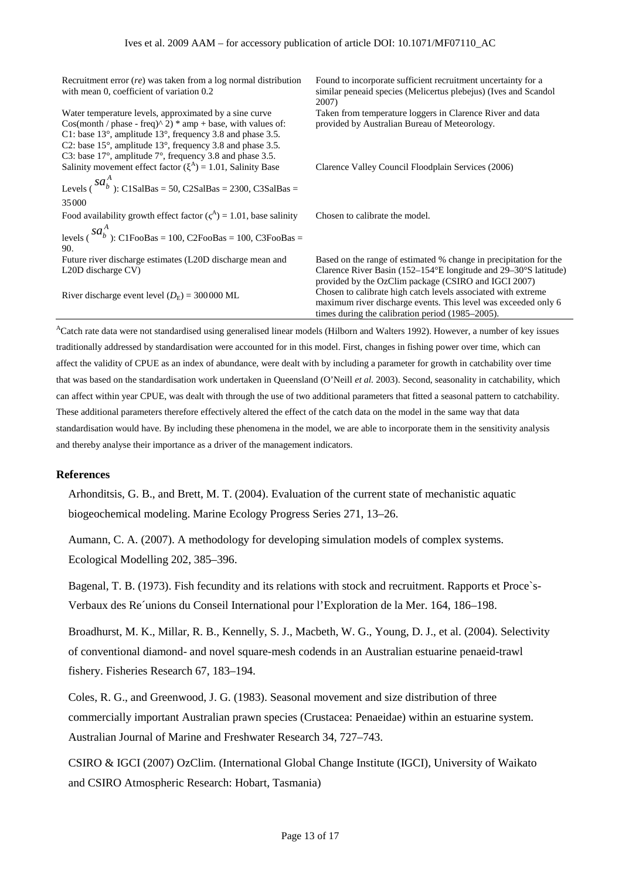| | |
|---|---|
| Recruitment error (*re*) was taken from a log normal distribution with mean 0, coefficient of variation 0.2 | Found to incorporate sufficient recruitment uncertainty for a similar peneaid species (Melicertus plebejus) (Ives and Scandol 2007) |
| Water temperature levels, approximated by a sine curve Cos(month / phase - freq)^ 2) * amp + base, with values of: C1: base 13°, amplitude 13°, frequency 3.8 and phase 3.5. C2: base 15°, amplitude 13°, frequency 3.8 and phase 3.5. C3: base 17°, amplitude 7°, frequency 3.8 and phase 3.5. | Taken from temperature loggers in Clarence River and data provided by Australian Bureau of Meteorology. |
| Salinity movement effect factor ($\xi^A$) = 1.01, Salinity Base Levels ( $sa_b^A$ ): C1SalBas = 50, C2SalBas = 2300, C3SalBas = 35000 | Clarence Valley Council Floodplain Services (2006) |
| Food availability growth effect factor ($\varsigma^A$) = 1.01, base salinity levels ( $sa_b^A$ ): C1FooBas = 100, C2FooBas = 100, C3FooBas = 90. | Chosen to calibrate the model. |
| Future river discharge estimates (L20D discharge mean and L20D discharge CV) | Based on the range of estimated % change in precipitation for the Clarence River Basin (152–154°E longitude and 29–30°S latitude) provided by the OzClim package (CSIRO and IGCI 2007) |
| River discharge event level ($D_E$) = 300000 ML | Chosen to calibrate high catch levels associated with extreme maximum river discharge events. This level was exceeded only 6 times during the calibration period (1985–2005). |

[A]Catch rate data were not standardised using generalised linear models (Hilborn and Walters 1992). However, a number of key issues traditionally addressed by standardisation were accounted for in this model. First, changes in fishing power over time, which can affect the validity of CPUE as an index of abundance, were dealt with by including a parameter for growth in catchability over time that was based on the standardisation work undertaken in Queensland (O'Neill *et al.* 2003). Second, seasonality in catchability, which can affect within year CPUE, was dealt with through the use of two additional parameters that fitted a seasonal pattern to catchability. These additional parameters therefore effectively altered the effect of the catch data on the model in the same way that data standardisation would have. By including these phenomena in the model, we are able to incorporate them in the sensitivity analysis and thereby analyse their importance as a driver of the management indicators.

## References

Arhonditsis, G. B., and Brett, M. T. (2004). Evaluation of the current state of mechanistic aquatic biogeochemical modeling. Marine Ecology Progress Series 271, 13–26.

Aumann, C. A. (2007). A methodology for developing simulation models of complex systems. Ecological Modelling 202, 385–396.

Bagenal, T. B. (1973). Fish fecundity and its relations with stock and recruitment. Rapports et Proce`s-Verbaux des Re´unions du Conseil International pour l'Exploration de la Mer. 164, 186–198.

Broadhurst, M. K., Millar, R. B., Kennelly, S. J., Macbeth, W. G., Young, D. J., et al. (2004). Selectivity of conventional diamond- and novel square-mesh codends in an Australian estuarine penaeid-trawl fishery. Fisheries Research 67, 183–194.

Coles, R. G., and Greenwood, J. G. (1983). Seasonal movement and size distribution of three commercially important Australian prawn species (Crustacea: Penaeidae) within an estuarine system. Australian Journal of Marine and Freshwater Research 34, 727–743.

CSIRO & IGCI (2007) OzClim. (International Global Change Institute (IGCI), University of Waikato and CSIRO Atmospheric Research: Hobart, Tasmania)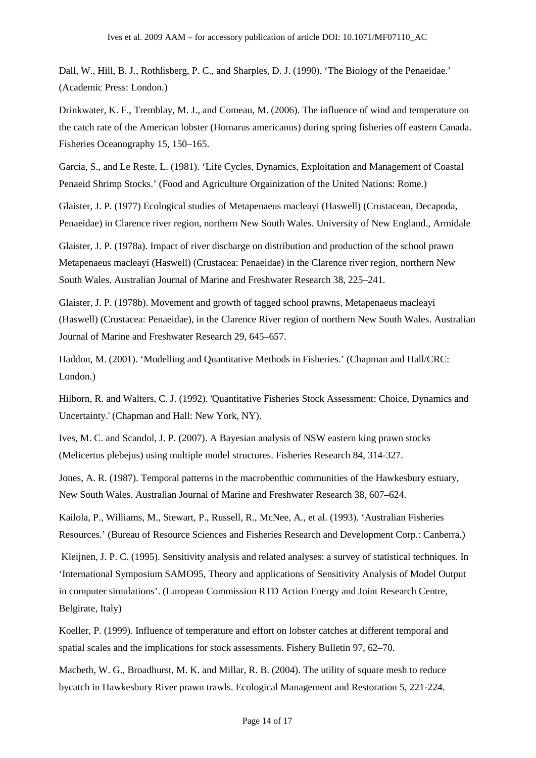Dall, W., Hill, B. J., Rothlisberg, P. C., and Sharples, D. J. (1990). 'The Biology of the Penaeidae.' (Academic Press: London.)

Drinkwater, K. F., Tremblay, M. J., and Comeau, M. (2006). The influence of wind and temperature on the catch rate of the American lobster (Homarus americanus) during spring fisheries off eastern Canada. Fisheries Oceanography 15, 150–165.

Garcia, S., and Le Reste, L. (1981). 'Life Cycles, Dynamics, Exploitation and Management of Coastal Penaeid Shrimp Stocks.' (Food and Agriculture Orgainization of the United Nations: Rome.)

Glaister, J. P. (1977) Ecological studies of Metapenaeus macleayi (Haswell) (Crustacean, Decapoda, Penaeidae) in Clarence river region, northern New South Wales. University of New England., Armidale

Glaister, J. P. (1978a). Impact of river discharge on distribution and production of the school prawn Metapenaeus macleayi (Haswell) (Crustacea: Penaeidae) in the Clarence river region, northern New South Wales. Australian Journal of Marine and Freshwater Research 38, 225–241.

Glaister, J. P. (1978b). Movement and growth of tagged school prawns, Metapenaeus macleayi (Haswell) (Crustacea: Penaeidae), in the Clarence River region of northern New South Wales. Australian Journal of Marine and Freshwater Research 29, 645–657.

Haddon, M. (2001). 'Modelling and Quantitative Methods in Fisheries.' (Chapman and Hall/CRC: London.)

Hilborn, R. and Walters, C. J. (1992). 'Quantitative Fisheries Stock Assessment: Choice, Dynamics and Uncertainty.' (Chapman and Hall: New York, NY).

Ives, M. C. and Scandol, J. P. (2007). A Bayesian analysis of NSW eastern king prawn stocks (Melicertus plebejus) using multiple model structures. Fisheries Research 84, 314-327.

Jones, A. R. (1987). Temporal patterns in the macrobenthic communities of the Hawkesbury estuary, New South Wales. Australian Journal of Marine and Freshwater Research 38, 607–624.

Kailola, P., Williams, M., Stewart, P., Russell, R., McNee, A., et al. (1993). 'Australian Fisheries Resources.' (Bureau of Resource Sciences and Fisheries Research and Development Corp.: Canberra.)

Kleijnen, J. P. C. (1995). Sensitivity analysis and related analyses: a survey of statistical techniques. In 'International Symposium SAMO95, Theory and applications of Sensitivity Analysis of Model Output in computer simulations'. (European Commission RTD Action Energy and Joint Research Centre, Belgirate, Italy)

Koeller, P. (1999). Influence of temperature and effort on lobster catches at different temporal and spatial scales and the implications for stock assessments. Fishery Bulletin 97, 62–70.

Macbeth, W. G., Broadhurst, M. K. and Millar, R. B. (2004). The utility of square mesh to reduce bycatch in Hawkesbury River prawn trawls. Ecological Management and Restoration 5, 221-224.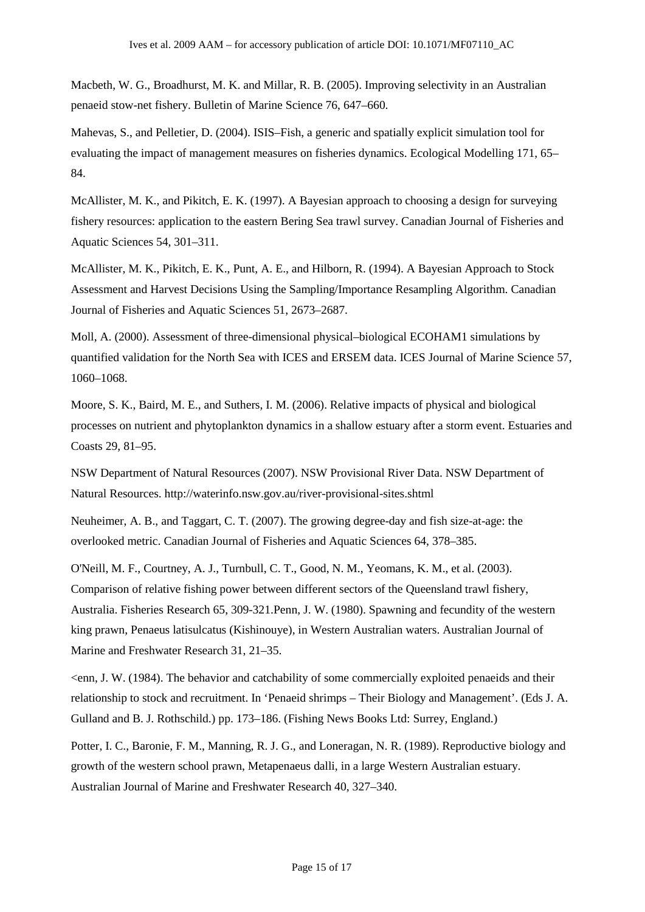Macbeth, W. G., Broadhurst, M. K. and Millar, R. B. (2005). Improving selectivity in an Australian penaeid stow-net fishery. Bulletin of Marine Science 76, 647–660.

Mahevas, S., and Pelletier, D. (2004). ISIS–Fish, a generic and spatially explicit simulation tool for evaluating the impact of management measures on fisheries dynamics. Ecological Modelling 171, 65–84.

McAllister, M. K., and Pikitch, E. K. (1997). A Bayesian approach to choosing a design for surveying fishery resources: application to the eastern Bering Sea trawl survey. Canadian Journal of Fisheries and Aquatic Sciences 54, 301–311.

McAllister, M. K., Pikitch, E. K., Punt, A. E., and Hilborn, R. (1994). A Bayesian Approach to Stock Assessment and Harvest Decisions Using the Sampling/Importance Resampling Algorithm. Canadian Journal of Fisheries and Aquatic Sciences 51, 2673–2687.

Moll, A. (2000). Assessment of three-dimensional physical–biological ECOHAM1 simulations by quantified validation for the North Sea with ICES and ERSEM data. ICES Journal of Marine Science 57, 1060–1068.

Moore, S. K., Baird, M. E., and Suthers, I. M. (2006). Relative impacts of physical and biological processes on nutrient and phytoplankton dynamics in a shallow estuary after a storm event. Estuaries and Coasts 29, 81–95.

NSW Department of Natural Resources (2007). NSW Provisional River Data. NSW Department of Natural Resources. http://waterinfo.nsw.gov.au/river-provisional-sites.shtml

Neuheimer, A. B., and Taggart, C. T. (2007). The growing degree-day and fish size-at-age: the overlooked metric. Canadian Journal of Fisheries and Aquatic Sciences 64, 378–385.

O'Neill, M. F., Courtney, A. J., Turnbull, C. T., Good, N. M., Yeomans, K. M., et al. (2003). Comparison of relative fishing power between different sectors of the Queensland trawl fishery, Australia. Fisheries Research 65, 309-321.Penn, J. W. (1980). Spawning and fecundity of the western king prawn, Penaeus latisulcatus (Kishinouye), in Western Australian waters. Australian Journal of Marine and Freshwater Research 31, 21–35.

<enn, J. W. (1984). The behavior and catchability of some commercially exploited penaeids and their relationship to stock and recruitment. In 'Penaeid shrimps – Their Biology and Management'. (Eds J. A. Gulland and B. J. Rothschild.) pp. 173–186. (Fishing News Books Ltd: Surrey, England.)

Potter, I. C., Baronie, F. M., Manning, R. J. G., and Loneragan, N. R. (1989). Reproductive biology and growth of the western school prawn, Metapenaeus dalli, in a large Western Australian estuary. Australian Journal of Marine and Freshwater Research 40, 327–340.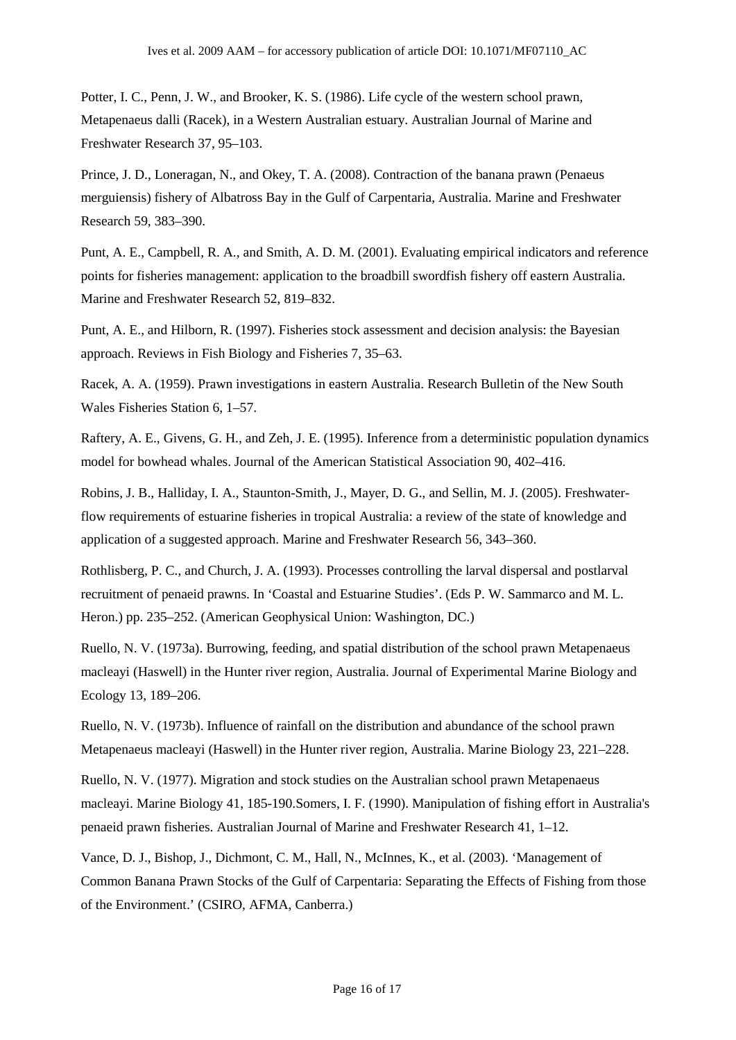Potter, I. C., Penn, J. W., and Brooker, K. S. (1986). Life cycle of the western school prawn, Metapenaeus dalli (Racek), in a Western Australian estuary. Australian Journal of Marine and Freshwater Research 37, 95–103.

Prince, J. D., Loneragan, N., and Okey, T. A. (2008). Contraction of the banana prawn (Penaeus merguiensis) fishery of Albatross Bay in the Gulf of Carpentaria, Australia. Marine and Freshwater Research 59, 383–390.

Punt, A. E., Campbell, R. A., and Smith, A. D. M. (2001). Evaluating empirical indicators and reference points for fisheries management: application to the broadbill swordfish fishery off eastern Australia. Marine and Freshwater Research 52, 819–832.

Punt, A. E., and Hilborn, R. (1997). Fisheries stock assessment and decision analysis: the Bayesian approach. Reviews in Fish Biology and Fisheries 7, 35–63.

Racek, A. A. (1959). Prawn investigations in eastern Australia. Research Bulletin of the New South Wales Fisheries Station 6, 1–57.

Raftery, A. E., Givens, G. H., and Zeh, J. E. (1995). Inference from a deterministic population dynamics model for bowhead whales. Journal of the American Statistical Association 90, 402–416.

Robins, J. B., Halliday, I. A., Staunton-Smith, J., Mayer, D. G., and Sellin, M. J. (2005). Freshwater-flow requirements of estuarine fisheries in tropical Australia: a review of the state of knowledge and application of a suggested approach. Marine and Freshwater Research 56, 343–360.

Rothlisberg, P. C., and Church, J. A. (1993). Processes controlling the larval dispersal and postlarval recruitment of penaeid prawns. In 'Coastal and Estuarine Studies'. (Eds P. W. Sammarco and M. L. Heron.) pp. 235–252. (American Geophysical Union: Washington, DC.)

Ruello, N. V. (1973a). Burrowing, feeding, and spatial distribution of the school prawn Metapenaeus macleayi (Haswell) in the Hunter river region, Australia. Journal of Experimental Marine Biology and Ecology 13, 189–206.

Ruello, N. V. (1973b). Influence of rainfall on the distribution and abundance of the school prawn Metapenaeus macleayi (Haswell) in the Hunter river region, Australia. Marine Biology 23, 221–228.

Ruello, N. V. (1977). Migration and stock studies on the Australian school prawn Metapenaeus macleayi. Marine Biology 41, 185-190.Somers, I. F. (1990). Manipulation of fishing effort in Australia's penaeid prawn fisheries. Australian Journal of Marine and Freshwater Research 41, 1–12.

Vance, D. J., Bishop, J., Dichmont, C. M., Hall, N., McInnes, K., et al. (2003). 'Management of Common Banana Prawn Stocks of the Gulf of Carpentaria: Separating the Effects of Fishing from those of the Environment.' (CSIRO, AFMA, Canberra.)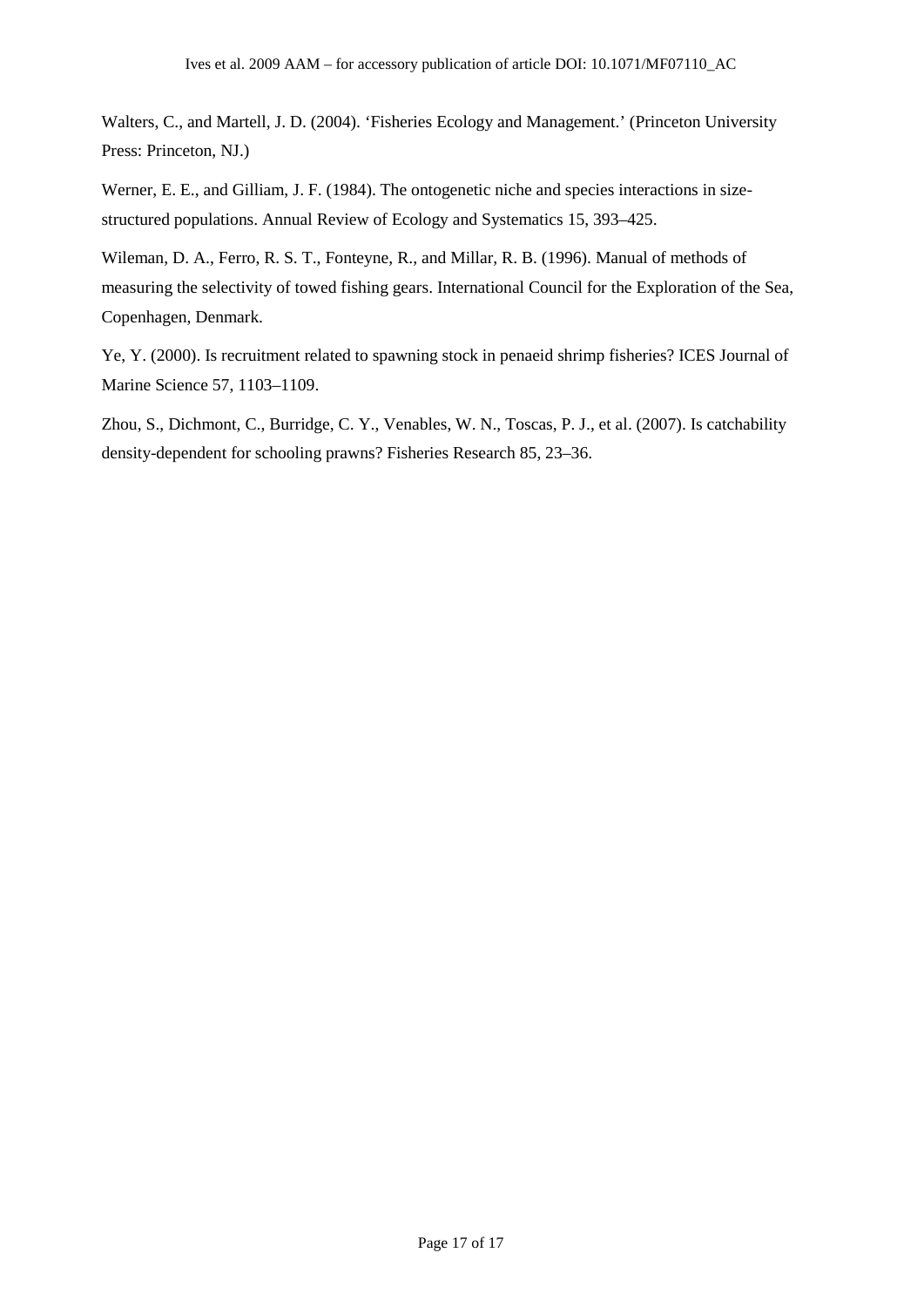Walters, C., and Martell, J. D. (2004). 'Fisheries Ecology and Management.' (Princeton University Press: Princeton, NJ.)

Werner, E. E., and Gilliam, J. F. (1984). The ontogenetic niche and species interactions in size-structured populations. Annual Review of Ecology and Systematics 15, 393–425.

Wileman, D. A., Ferro, R. S. T., Fonteyne, R., and Millar, R. B. (1996). Manual of methods of measuring the selectivity of towed fishing gears. International Council for the Exploration of the Sea, Copenhagen, Denmark.

Ye, Y. (2000). Is recruitment related to spawning stock in penaeid shrimp fisheries? ICES Journal of Marine Science 57, 1103–1109.

Zhou, S., Dichmont, C., Burridge, C. Y., Venables, W. N., Toscas, P. J., et al. (2007). Is catchability density-dependent for schooling prawns? Fisheries Research 85, 23–36.